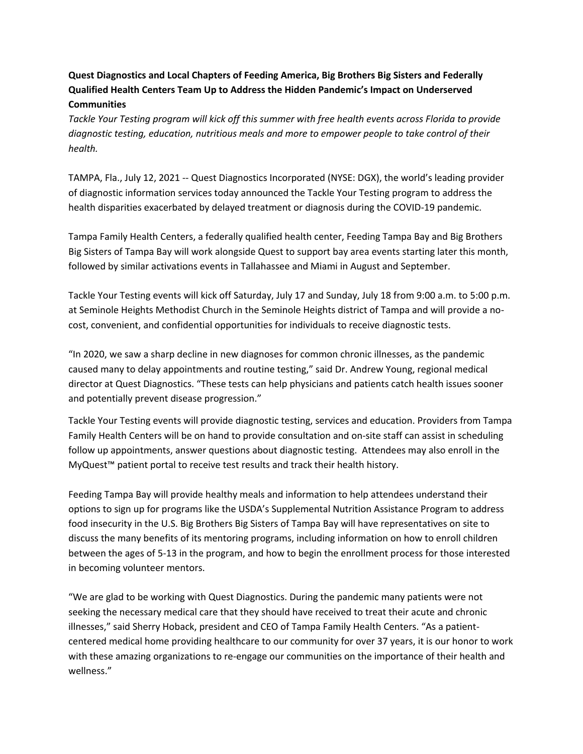**Quest Diagnostics and Local Chapters of Feeding America, Big Brothers Big Sisters and Federally Qualified Health Centers Team Up to Address the Hidden Pandemic's Impact on Underserved Communities**

*Tackle Your Testing program will kick off this summer with free health events across Florida to provide diagnostic testing, education, nutritious meals and more to empower people to take control of their health.*

TAMPA, Fla., July 12, 2021 -- Quest Diagnostics Incorporated (NYSE: DGX), the world's leading provider of diagnostic information services today announced the Tackle Your Testing program to address the health disparities exacerbated by delayed treatment or diagnosis during the COVID-19 pandemic.

Tampa Family Health Centers, a federally qualified health center, Feeding Tampa Bay and Big Brothers Big Sisters of Tampa Bay will work alongside Quest to support bay area events starting later this month, followed by similar activations events in Tallahassee and Miami in August and September.

Tackle Your Testing events will kick off Saturday, July 17 and Sunday, July 18 from 9:00 a.m. to 5:00 p.m. at Seminole Heights Methodist Church in the Seminole Heights district of Tampa and will provide a no-cost, convenient, and confidential opportunities for individuals to receive diagnostic tests.

"In 2020, we saw a sharp decline in new diagnoses for common chronic illnesses, as the pandemic caused many to delay appointments and routine testing," said Dr. Andrew Young, regional medical director at Quest Diagnostics. "These tests can help physicians and patients catch health issues sooner and potentially prevent disease progression."

Tackle Your Testing events will provide diagnostic testing, services and education. Providers from Tampa Family Health Centers will be on hand to provide consultation and on-site staff can assist in scheduling follow up appointments, answer questions about diagnostic testing. Attendees may also enroll in the MyQuest™ patient portal to receive test results and track their health history.

Feeding Tampa Bay will provide healthy meals and information to help attendees understand their options to sign up for programs like the USDA's Supplemental Nutrition Assistance Program to address food insecurity in the U.S. Big Brothers Big Sisters of Tampa Bay will have representatives on site to discuss the many benefits of its mentoring programs, including information on how to enroll children between the ages of 5-13 in the program, and how to begin the enrollment process for those interested in becoming volunteer mentors.

"We are glad to be working with Quest Diagnostics. During the pandemic many patients were not seeking the necessary medical care that they should have received to treat their acute and chronic illnesses," said Sherry Hoback, president and CEO of Tampa Family Health Centers. "As a patient-centered medical home providing healthcare to our community for over 37 years, it is our honor to work with these amazing organizations to re-engage our communities on the importance of their health and wellness."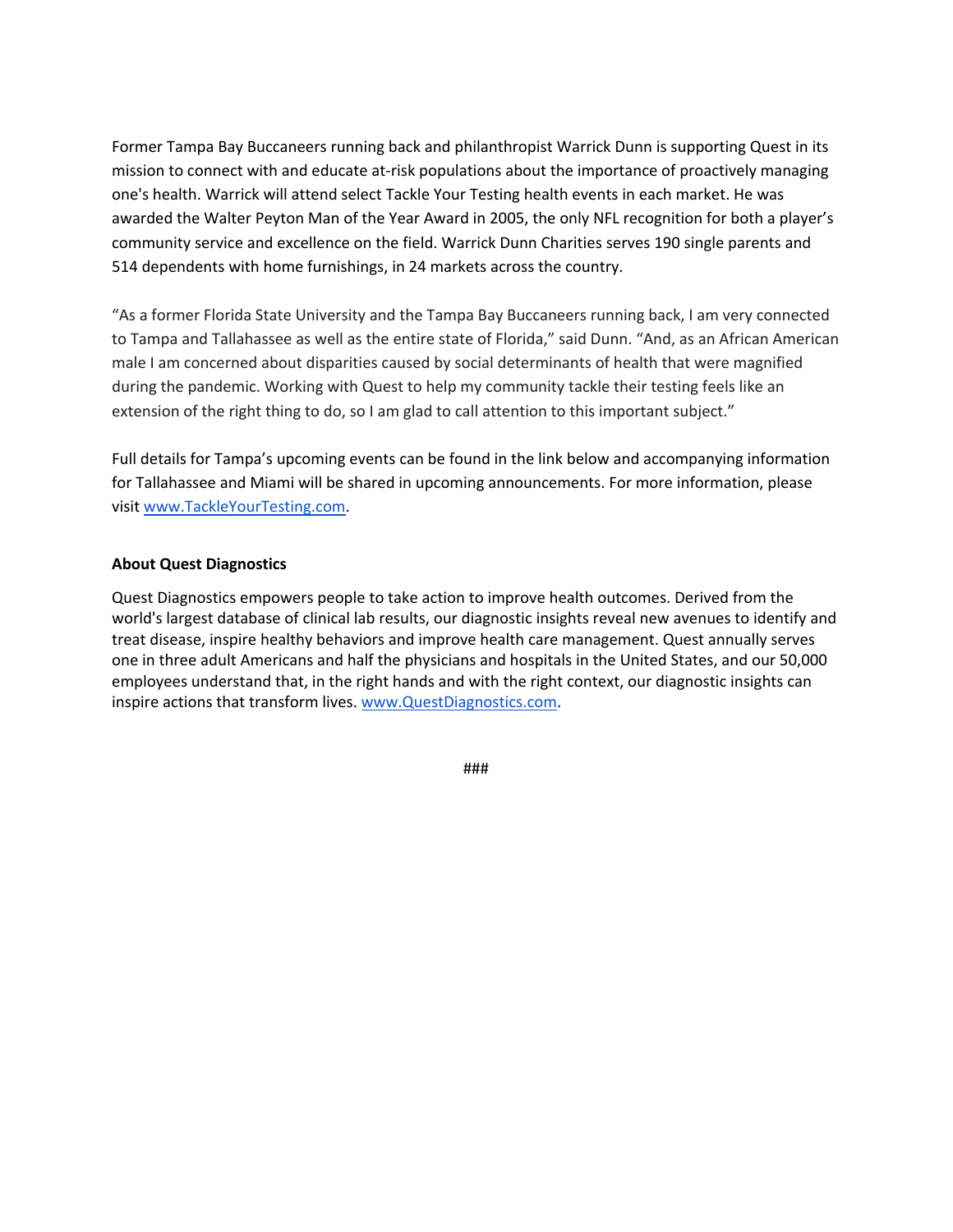Former Tampa Bay Buccaneers running back and philanthropist Warrick Dunn is supporting Quest in its mission to connect with and educate at-risk populations about the importance of proactively managing one's health. Warrick will attend select Tackle Your Testing health events in each market. He was awarded the Walter Peyton Man of the Year Award in 2005, the only NFL recognition for both a player's community service and excellence on the field. Warrick Dunn Charities serves 190 single parents and 514 dependents with home furnishings, in 24 markets across the country.

"As a former Florida State University and the Tampa Bay Buccaneers running back, I am very connected to Tampa and Tallahassee as well as the entire state of Florida," said Dunn. "And, as an African American male I am concerned about disparities caused by social determinants of health that were magnified during the pandemic. Working with Quest to help my community tackle their testing feels like an extension of the right thing to do, so I am glad to call attention to this important subject."

Full details for Tampa's upcoming events can be found in the link below and accompanying information for Tallahassee and Miami will be shared in upcoming announcements. For more information, please visit [www.TackleYourTesting.com](www.TackleYourTesting.com).

**About Quest Diagnostics**

Quest Diagnostics empowers people to take action to improve health outcomes. Derived from the world's largest database of clinical lab results, our diagnostic insights reveal new avenues to identify and treat disease, inspire healthy behaviors and improve health care management. Quest annually serves one in three adult Americans and half the physicians and hospitals in the United States, and our 50,000 employees understand that, in the right hands and with the right context, our diagnostic insights can inspire actions that transform lives. [www.QuestDiagnostics.com](www.QuestDiagnostics.com).

###